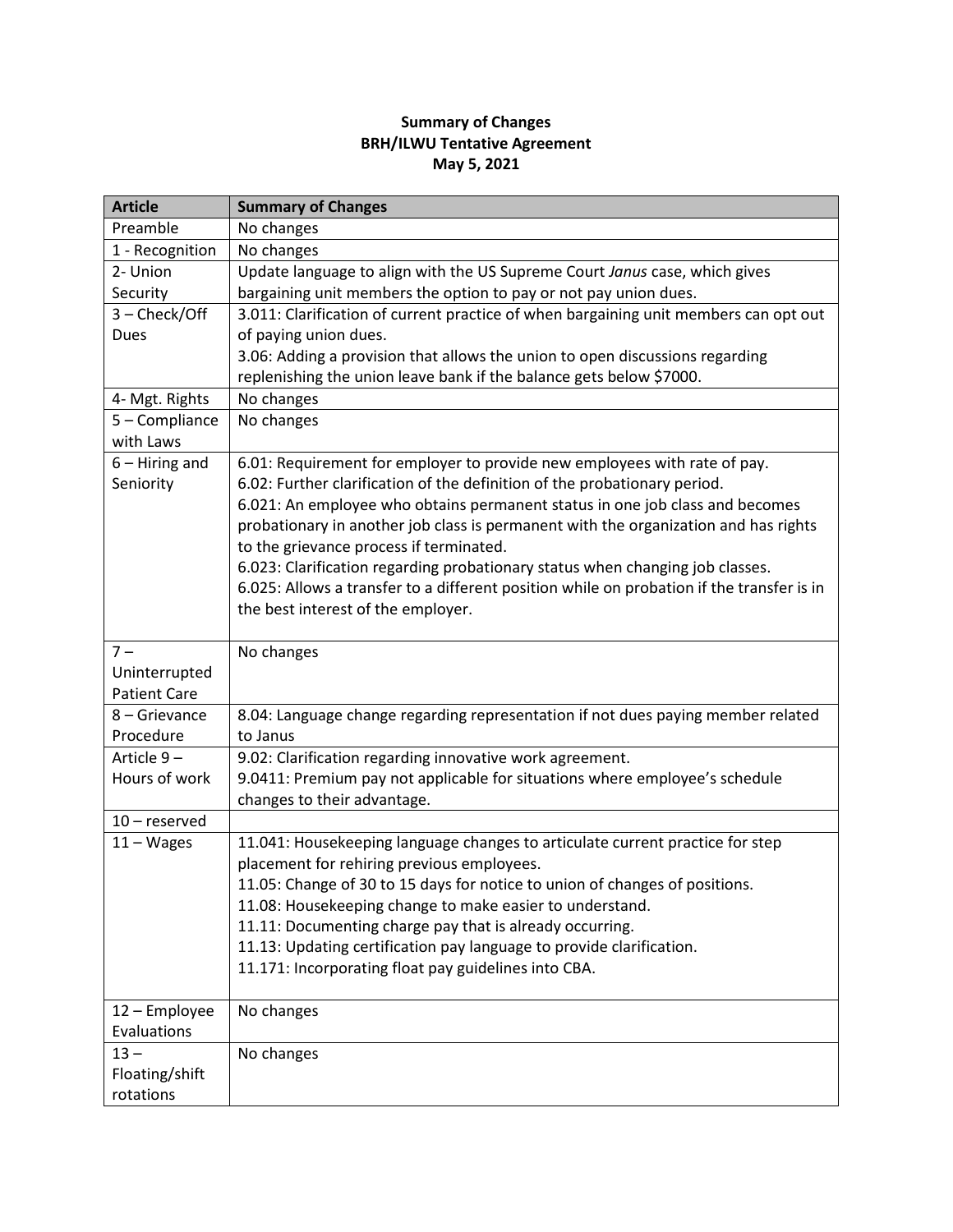**Summary of Changes**
**BRH/ILWU Tentative Agreement**
**May 5, 2021**

| Article | Summary of Changes |
| --- | --- |
| Preamble | No changes |
| 1 - Recognition | No changes |
| 2- Union Security | Update language to align with the US Supreme Court *Janus* case, which gives bargaining unit members the option to pay or not pay union dues. |
| 3 – Check/Off Dues | 3.011: Clarification of current practice of when bargaining unit members can opt out of paying union dues.<br>3.06: Adding a provision that allows the union to open discussions regarding replenishing the union leave bank if the balance gets below $7000. |
| 4- Mgt. Rights | No changes |
| 5 – Compliance with Laws | No changes |
| 6 – Hiring and Seniority | 6.01: Requirement for employer to provide new employees with rate of pay.<br>6.02: Further clarification of the definition of the probationary period.<br>6.021: An employee who obtains permanent status in one job class and becomes probationary in another job class is permanent with the organization and has rights to the grievance process if terminated.<br>6.023: Clarification regarding probationary status when changing job classes.<br>6.025: Allows a transfer to a different position while on probation if the transfer is in the best interest of the employer. |
| 7 – Uninterrupted Patient Care | No changes |
| 8 – Grievance Procedure | 8.04: Language change regarding representation if not dues paying member related to Janus |
| Article 9 – Hours of work | 9.02: Clarification regarding innovative work agreement.<br>9.0411: Premium pay not applicable for situations where employee's schedule changes to their advantage. |
| 10 – reserved | |
| 11 – Wages | 11.041: Housekeeping language changes to articulate current practice for step placement for rehiring previous employees.<br>11.05: Change of 30 to 15 days for notice to union of changes of positions.<br>11.08: Housekeeping change to make easier to understand.<br>11.11: Documenting charge pay that is already occurring.<br>11.13: Updating certification pay language to provide clarification.<br>11.171: Incorporating float pay guidelines into CBA. |
| 12 – Employee Evaluations | No changes |
| 13 – Floating/shift rotations | No changes |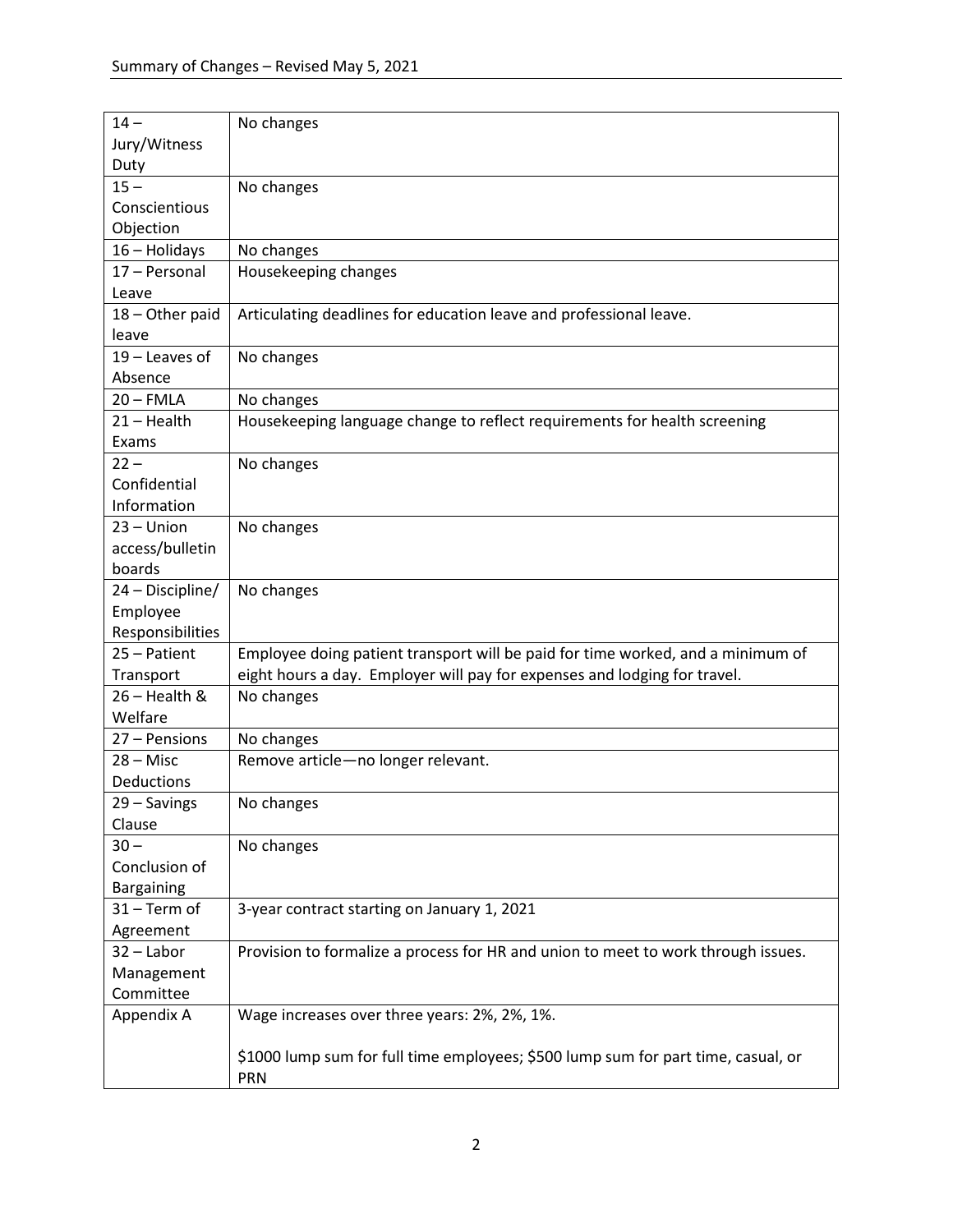| | |
|---|---|
| 14 – Jury/Witness Duty | No changes |
| 15 – Conscientious Objection | No changes |
| 16 – Holidays | No changes |
| 17 – Personal Leave | Housekeeping changes |
| 18 – Other paid leave | Articulating deadlines for education leave and professional leave. |
| 19 – Leaves of Absence | No changes |
| 20 – FMLA | No changes |
| 21 – Health Exams | Housekeeping language change to reflect requirements for health screening |
| 22 – Confidential Information | No changes |
| 23 – Union access/bulletin boards | No changes |
| 24 – Discipline/ Employee Responsibilities | No changes |
| 25 – Patient Transport | Employee doing patient transport will be paid for time worked, and a minimum of eight hours a day. Employer will pay for expenses and lodging for travel. |
| 26 – Health & Welfare | No changes |
| 27 – Pensions | No changes |
| 28 – Misc Deductions | Remove article—no longer relevant. |
| 29 – Savings Clause | No changes |
| 30 – Conclusion of Bargaining | No changes |
| 31 – Term of Agreement | 3-year contract starting on January 1, 2021 |
| 32 – Labor Management Committee | Provision to formalize a process for HR and union to meet to work through issues. |
| Appendix A | Wage increases over three years: 2%, 2%, 1%.<br><br>$1000 lump sum for full time employees; $500 lump sum for part time, casual, or PRN |